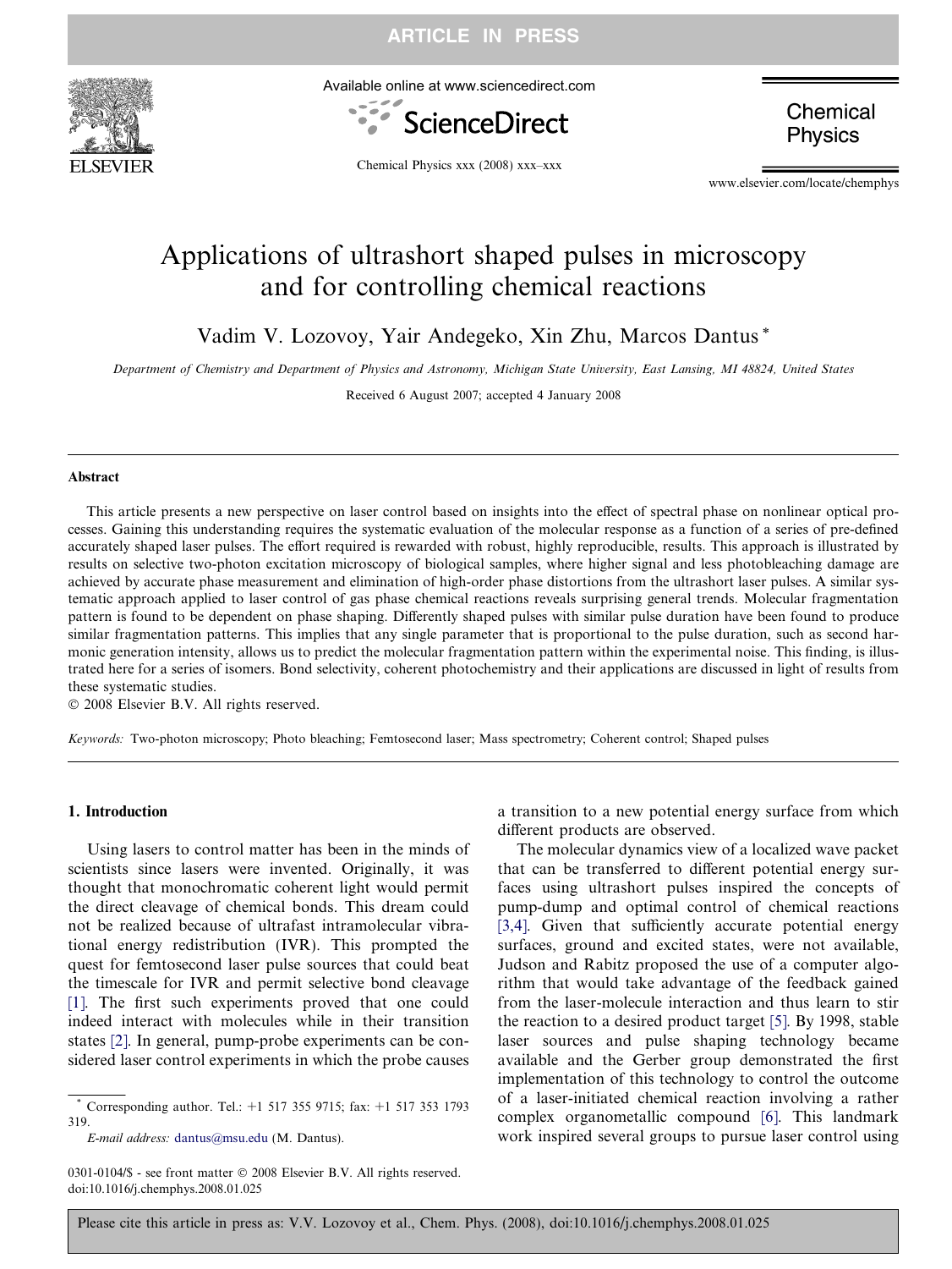# Applications of ultrashort shaped pulses in microscopy and for controlling chemical reactions

Vadim V. Lozovoy, Yair Andegeko, Xin Zhu, Marcos Dantus *

*Department of Chemistry and Department of Physics and Astronomy, Michigan State University, East Lansing, MI 48824, United States*

Received 6 August 2007; accepted 4 January 2008

## Abstract

This article presents a new perspective on laser control based on insights into the effect of spectral phase on nonlinear optical processes. Gaining this understanding requires the systematic evaluation of the molecular response as a function of a series of pre-defined accurately shaped laser pulses. The effort required is rewarded with robust, highly reproducible, results. This approach is illustrated by results on selective two-photon excitation microscopy of biological samples, where higher signal and less photobleaching damage are achieved by accurate phase measurement and elimination of high-order phase distortions from the ultrashort laser pulses. A similar systematic approach applied to laser control of gas phase chemical reactions reveals surprising general trends. Molecular fragmentation pattern is found to be dependent on phase shaping. Differently shaped pulses with similar pulse duration have been found to produce similar fragmentation patterns. This implies that any single parameter that is proportional to the pulse duration, such as second harmonic generation intensity, allows us to predict the molecular fragmentation pattern within the experimental noise. This finding, is illustrated here for a series of isomers. Bond selectivity, coherent photochemistry and their applications are discussed in light of results from these systematic studies.

© 2008 Elsevier B.V. All rights reserved.

*Keywords:* Two-photon microscopy; Photo bleaching; Femtosecond laser; Mass spectrometry; Coherent control; Shaped pulses

## 1. Introduction

Using lasers to control matter has been in the minds of scientists since lasers were invented. Originally, it was thought that monochromatic coherent light would permit the direct cleavage of chemical bonds. This dream could not be realized because of ultrafast intramolecular vibrational energy redistribution (IVR). This prompted the quest for femtosecond laser pulse sources that could beat the timescale for IVR and permit selective bond cleavage [1]. The first such experiments proved that one could indeed interact with molecules while in their transition states [2]. In general, pump-probe experiments can be considered laser control experiments in which the probe causes a transition to a new potential energy surface from which different products are observed.

The molecular dynamics view of a localized wave packet that can be transferred to different potential energy surfaces using ultrashort pulses inspired the concepts of pump-dump and optimal control of chemical reactions [3,4]. Given that sufficiently accurate potential energy surfaces, ground and excited states, were not available, Judson and Rabitz proposed the use of a computer algorithm that would take advantage of the feedback gained from the laser-molecule interaction and thus learn to stir the reaction to a desired product target [5]. By 1998, stable laser sources and pulse shaping technology became available and the Gerber group demonstrated the first implementation of this technology to control the outcome of a laser-initiated chemical reaction involving a rather complex organometallic compound [6]. This landmark work inspired several groups to pursue laser control using

* Corresponding author. Tel.: +1 517 355 9715; fax: +1 517 353 1793 319.
*E-mail address:* dantus@msu.edu (M. Dantus).

0301-0104/$ - see front matter © 2008 Elsevier B.V. All rights reserved.
doi:10.1016/j.chemphys.2008.01.025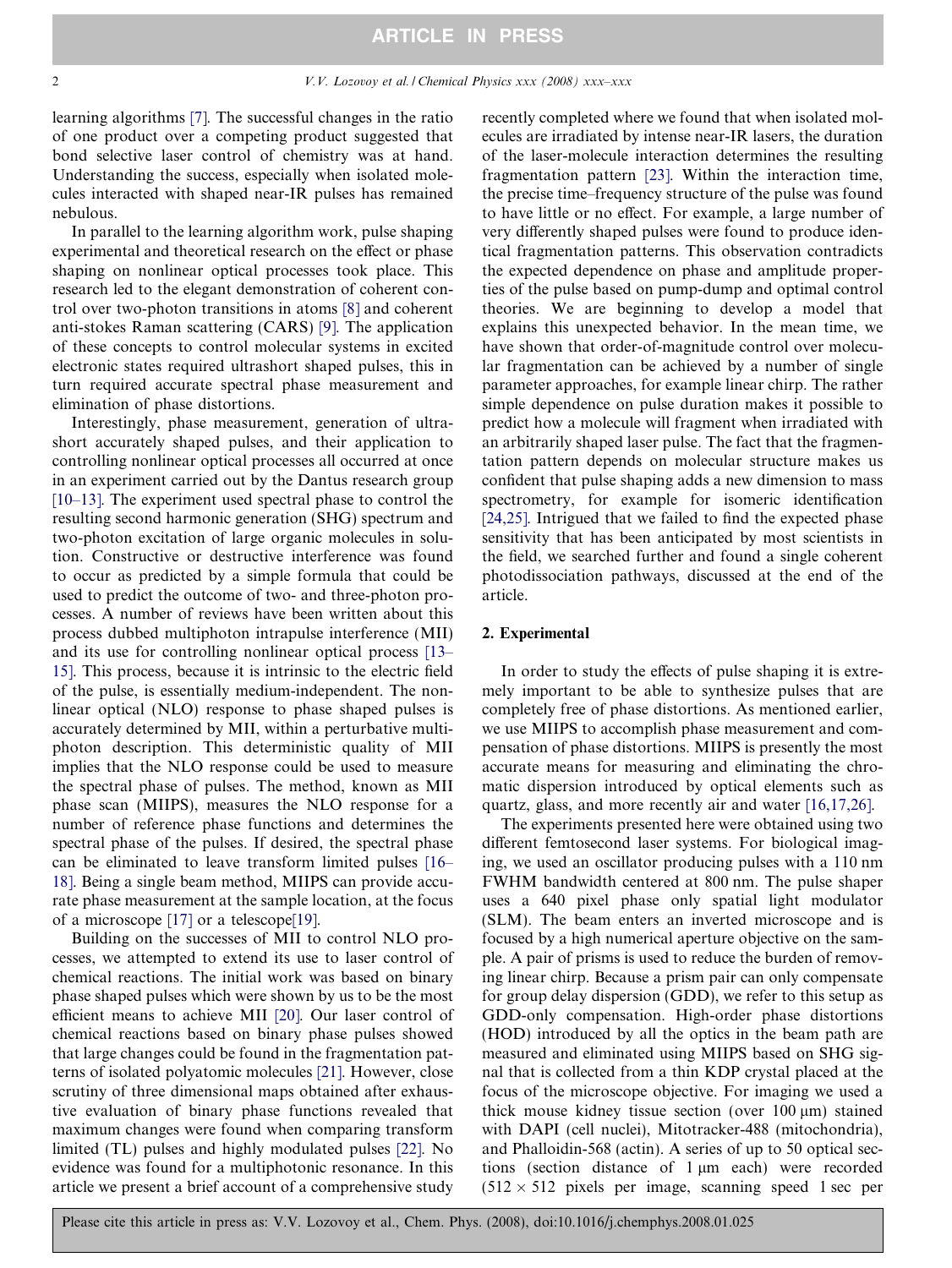learning algorithms [7]. The successful changes in the ratio of one product over a competing product suggested that bond selective laser control of chemistry was at hand. Understanding the success, especially when isolated molecules interacted with shaped near-IR pulses has remained nebulous.

In parallel to the learning algorithm work, pulse shaping experimental and theoretical research on the effect or phase shaping on nonlinear optical processes took place. This research led to the elegant demonstration of coherent control over two-photon transitions in atoms [8] and coherent anti-stokes Raman scattering (CARS) [9]. The application of these concepts to control molecular systems in excited electronic states required ultrashort shaped pulses, this in turn required accurate spectral phase measurement and elimination of phase distortions.

Interestingly, phase measurement, generation of ultrashort accurately shaped pulses, and their application to controlling nonlinear optical processes all occurred at once in an experiment carried out by the Dantus research group [10–13]. The experiment used spectral phase to control the resulting second harmonic generation (SHG) spectrum and two-photon excitation of large organic molecules in solution. Constructive or destructive interference was found to occur as predicted by a simple formula that could be used to predict the outcome of two- and three-photon processes. A number of reviews have been written about this process dubbed multiphoton intrapulse interference (MII) and its use for controlling nonlinear optical process [13–15]. This process, because it is intrinsic to the electric field of the pulse, is essentially medium-independent. The nonlinear optical (NLO) response to phase shaped pulses is accurately determined by MII, within a perturbative multiphoton description. This deterministic quality of MII implies that the NLO response could be used to measure the spectral phase of pulses. The method, known as MII phase scan (MIIPS), measures the NLO response for a number of reference phase functions and determines the spectral phase of the pulses. If desired, the spectral phase can be eliminated to leave transform limited pulses [16–18]. Being a single beam method, MIIPS can provide accurate phase measurement at the sample location, at the focus of a microscope [17] or a telescope[19].

Building on the successes of MII to control NLO processes, we attempted to extend its use to laser control of chemical reactions. The initial work was based on binary phase shaped pulses which were shown by us to be the most efficient means to achieve MII [20]. Our laser control of chemical reactions based on binary phase pulses showed that large changes could be found in the fragmentation patterns of isolated polyatomic molecules [21]. However, close scrutiny of three dimensional maps obtained after exhaustive evaluation of binary phase functions revealed that maximum changes were found when comparing transform limited (TL) pulses and highly modulated pulses [22]. No evidence was found for a multiphotonic resonance. In this article we present a brief account of a comprehensive study recently completed where we found that when isolated molecules are irradiated by intense near-IR lasers, the duration of the laser-molecule interaction determines the resulting fragmentation pattern [23]. Within the interaction time, the precise time–frequency structure of the pulse was found to have little or no effect. For example, a large number of very differently shaped pulses were found to produce identical fragmentation patterns. This observation contradicts the expected dependence on phase and amplitude properties of the pulse based on pump-dump and optimal control theories. We are beginning to develop a model that explains this unexpected behavior. In the mean time, we have shown that order-of-magnitude control over molecular fragmentation can be achieved by a number of single parameter approaches, for example linear chirp. The rather simple dependence on pulse duration makes it possible to predict how a molecule will fragment when irradiated with an arbitrarily shaped laser pulse. The fact that the fragmentation pattern depends on molecular structure makes us confident that pulse shaping adds a new dimension to mass spectrometry, for example for isomeric identification [24,25]. Intrigued that we failed to find the expected phase sensitivity that has been anticipated by most scientists in the field, we searched further and found a single coherent photodissociation pathways, discussed at the end of the article.

## 2. Experimental

In order to study the effects of pulse shaping it is extremely important to be able to synthesize pulses that are completely free of phase distortions. As mentioned earlier, we use MIIPS to accomplish phase measurement and compensation of phase distortions. MIIPS is presently the most accurate means for measuring and eliminating the chromatic dispersion introduced by optical elements such as quartz, glass, and more recently air and water [16,17,26].

The experiments presented here were obtained using two different femtosecond laser systems. For biological imaging, we used an oscillator producing pulses with a 110 nm FWHM bandwidth centered at 800 nm. The pulse shaper uses a 640 pixel phase only spatial light modulator (SLM). The beam enters an inverted microscope and is focused by a high numerical aperture objective on the sample. A pair of prisms is used to reduce the burden of removing linear chirp. Because a prism pair can only compensate for group delay dispersion (GDD), we refer to this setup as GDD-only compensation. High-order phase distortions (HOD) introduced by all the optics in the beam path are measured and eliminated using MIIPS based on SHG signal that is collected from a thin KDP crystal placed at the focus of the microscope objective. For imaging we used a thick mouse kidney tissue section (over 100 μm) stained with DAPI (cell nuclei), Mitotracker-488 (mitochondria), and Phalloidin-568 (actin). A series of up to 50 optical sections (section distance of 1 μm each) were recorded (512 × 512 pixels per image, scanning speed 1 sec per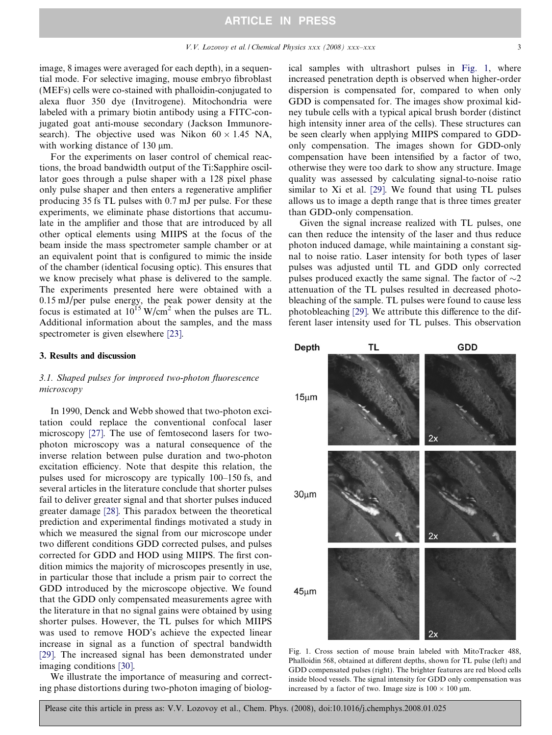image, 8 images were averaged for each depth), in a sequential mode. For selective imaging, mouse embryo fibroblast (MEFs) cells were co-stained with phalloidin-conjugated to alexa fluor 350 dye (Invitrogene). Mitochondria were labeled with a primary biotin antibody using a FITC-conjugated goat anti-mouse secondary (Jackson Immunoresearch). The objective used was Nikon 60 × 1.45 NA, with working distance of 130 μm.

For the experiments on laser control of chemical reactions, the broad bandwidth output of the Ti:Sapphire oscillator goes through a pulse shaper with a 128 pixel phase only pulse shaper and then enters a regenerative amplifier producing 35 fs TL pulses with 0.7 mJ per pulse. For these experiments, we eliminate phase distortions that accumulate in the amplifier and those that are introduced by all other optical elements using MIIPS at the focus of the beam inside the mass spectrometer sample chamber or at an equivalent point that is configured to mimic the inside of the chamber (identical focusing optic). This ensures that we know precisely what phase is delivered to the sample. The experiments presented here were obtained with a 0.15 mJ/per pulse energy, the peak power density at the focus is estimated at $10^{15}$ W/cm$^2$ when the pulses are TL. Additional information about the samples, and the mass spectrometer is given elsewhere [23].

## 3. Results and discussion

### 3.1. Shaped pulses for improved two-photon fluorescence microscopy

In 1990, Denck and Webb showed that two-photon excitation could replace the conventional confocal laser microscopy [27]. The use of femtosecond lasers for two-photon microscopy was a natural consequence of the inverse relation between pulse duration and two-photon excitation efficiency. Note that despite this relation, the pulses used for microscopy are typically 100–150 fs, and several articles in the literature conclude that shorter pulses fail to deliver greater signal and that shorter pulses induced greater damage [28]. This paradox between the theoretical prediction and experimental findings motivated a study in which we measured the signal from our microscope under two different conditions GDD corrected pulses, and pulses corrected for GDD and HOD using MIIPS. The first condition mimics the majority of microscopes presently in use, in particular those that include a prism pair to correct the GDD introduced by the microscope objective. We found that the GDD only compensated measurements agree with the literature in that no signal gains were obtained by using shorter pulses. However, the TL pulses for which MIIPS was used to remove HOD's achieve the expected linear increase in signal as a function of spectral bandwidth [29]. The increased signal has been demonstrated under imaging conditions [30].

We illustrate the importance of measuring and correcting phase distortions during two-photon imaging of biological samples with ultrashort pulses in Fig. 1, where increased penetration depth is observed when higher-order dispersion is compensated for, compared to when only GDD is compensated for. The images show proximal kidney tubule cells with a typical apical brush border (distinct high intensity inner area of the cells). These structures can be seen clearly when applying MIIPS compared to GDD-only compensation. The images shown for GDD-only compensation have been intensified by a factor of two, otherwise they were too dark to show any structure. Image quality was assessed by calculating signal-to-noise ratio similar to Xi et al. [29]. We found that using TL pulses allows us to image a depth range that is three times greater than GDD-only compensation.

Given the signal increase realized with TL pulses, one can then reduce the intensity of the laser and thus reduce photon induced damage, while maintaining a constant signal to noise ratio. Laser intensity for both types of laser pulses was adjusted until TL and GDD only corrected pulses produced exactly the same signal. The factor of ~2 attenuation of the TL pulses resulted in decreased photobleaching of the sample. TL pulses were found to cause less photobleaching [29]. We attribute this difference to the different laser intensity used for TL pulses. This observation

Fig. 1. Cross section of mouse brain labeled with MitoTracker 488, Phalloidin 568, obtained at different depths, shown for TL pulse (left) and GDD compensated pulses (right). The brighter features are red blood cells inside blood vessels. The signal intensity for GDD only compensation was increased by a factor of two. Image size is 100 × 100 μm.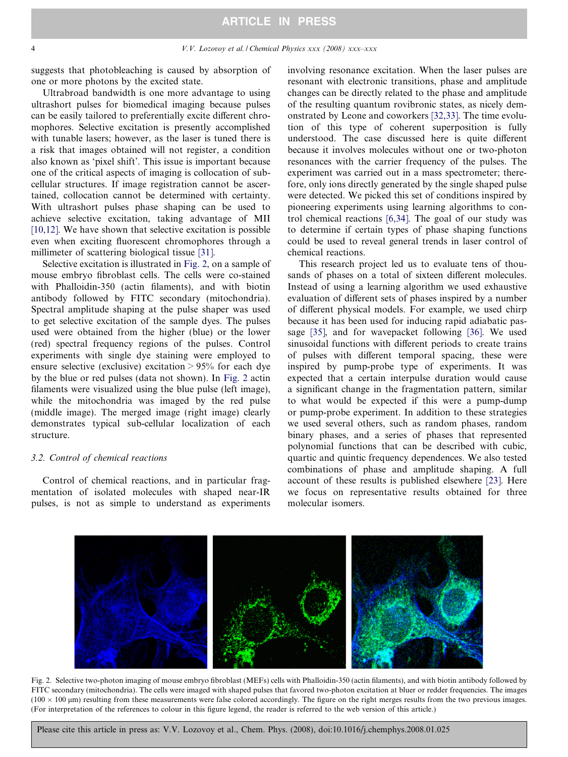suggests that photobleaching is caused by absorption of one or more photons by the excited state.

Ultrabroad bandwidth is one more advantage to using ultrashort pulses for biomedical imaging because pulses can be easily tailored to preferentially excite different chromophores. Selective excitation is presently accomplished with tunable lasers; however, as the laser is tuned there is a risk that images obtained will not register, a condition also known as 'pixel shift'. This issue is important because one of the critical aspects of imaging is collocation of sub-cellular structures. If image registration cannot be ascertained, collocation cannot be determined with certainty. With ultrashort pulses phase shaping can be used to achieve selective excitation, taking advantage of MII [10,12]. We have shown that selective excitation is possible even when exciting fluorescent chromophores through a millimeter of scattering biological tissue [31].

Selective excitation is illustrated in Fig. 2, on a sample of mouse embryo fibroblast cells. The cells were co-stained with Phalloidin-350 (actin filaments), and with biotin antibody followed by FITC secondary (mitochondria). Spectral amplitude shaping at the pulse shaper was used to get selective excitation of the sample dyes. The pulses used were obtained from the higher (blue) or the lower (red) spectral frequency regions of the pulses. Control experiments with single dye staining were employed to ensure selective (exclusive) excitation > 95% for each dye by the blue or red pulses (data not shown). In Fig. 2 actin filaments were visualized using the blue pulse (left image), while the mitochondria was imaged by the red pulse (middle image). The merged image (right image) clearly demonstrates typical sub-cellular localization of each structure.

### 3.2. Control of chemical reactions

Control of chemical reactions, and in particular fragmentation of isolated molecules with shaped near-IR pulses, is not as simple to understand as experiments involving resonance excitation. When the laser pulses are resonant with electronic transitions, phase and amplitude changes can be directly related to the phase and amplitude of the resulting quantum rovibronic states, as nicely demonstrated by Leone and coworkers [32,33]. The time evolution of this type of coherent superposition is fully understood. The case discussed here is quite different because it involves molecules without one or two-photon resonances with the carrier frequency of the pulses. The experiment was carried out in a mass spectrometer; therefore, only ions directly generated by the single shaped pulse were detected. We picked this set of conditions inspired by pioneering experiments using learning algorithms to control chemical reactions [6,34]. The goal of our study was to determine if certain types of phase shaping functions could be used to reveal general trends in laser control of chemical reactions.

This research project led us to evaluate tens of thousands of phases on a total of sixteen different molecules. Instead of using a learning algorithm we used exhaustive evaluation of different sets of phases inspired by a number of different physical models. For example, we used chirp because it has been used for inducing rapid adiabatic passage [35], and for wavepacket following [36]. We used sinusoidal functions with different periods to create trains of pulses with different temporal spacing, these were inspired by pump-probe type of experiments. It was expected that a certain interpulse duration would cause a significant change in the fragmentation pattern, similar to what would be expected if this were a pump-dump or pump-probe experiment. In addition to these strategies we used several others, such as random phases, random binary phases, and a series of phases that represented polynomial functions that can be described with cubic, quartic and quintic frequency dependences. We also tested combinations of phase and amplitude shaping. A full account of these results is published elsewhere [23]. Here we focus on representative results obtained for three molecular isomers.

Fig. 2. Selective two-photon imaging of mouse embryo fibroblast (MEFs) cells with Phalloidin-350 (actin filaments), and with biotin antibody followed by FITC secondary (mitochondria). The cells were imaged with shaped pulses that favored two-photon excitation at bluer or redder frequencies. The images (100 × 100 μm) resulting from these measurements were false colored accordingly. The figure on the right merges results from the two previous images. (For interpretation of the references to colour in this figure legend, the reader is referred to the web version of this article.)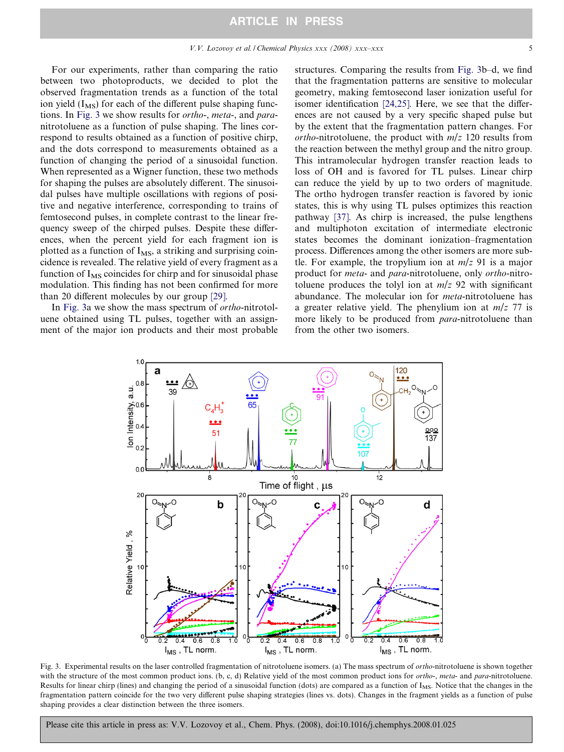For our experiments, rather than comparing the ratio between two photoproducts, we decided to plot the observed fragmentation trends as a function of the total ion yield ($I_{MS}$) for each of the different pulse shaping functions. In Fig. 3 we show results for *ortho*-, *meta*-, and *para*-nitrotoluene as a function of pulse shaping. The lines correspond to results obtained as a function of positive chirp, and the dots correspond to measurements obtained as a function of changing the period of a sinusoidal function. When represented as a Wigner function, these two methods for shaping the pulses are absolutely different. The sinusoidal pulses have multiple oscillations with regions of positive and negative interference, corresponding to trains of femtosecond pulses, in complete contrast to the linear frequency sweep of the chirped pulses. Despite these differences, when the percent yield for each fragment ion is plotted as a function of $I_{MS}$, a striking and surprising coincidence is revealed. The relative yield of every fragment as a function of $I_{MS}$ coincides for chirp and for sinusoidal phase modulation. This finding has not been confirmed for more than 20 different molecules by our group [29].

In Fig. 3a we show the mass spectrum of *ortho*-nitrotoluene obtained using TL pulses, together with an assignment of the major ion products and their most probable structures. Comparing the results from Fig. 3b–d, we find that the fragmentation patterns are sensitive to molecular geometry, making femtosecond laser ionization useful for isomer identification [24,25]. Here, we see that the differences are not caused by a very specific shaped pulse but by the extent that the fragmentation pattern changes. For *ortho*-nitrotoluene, the product with $m/z$ 120 results from the reaction between the methyl group and the nitro group. This intramolecular hydrogen transfer reaction leads to loss of OH and is favored for TL pulses. Linear chirp can reduce the yield by up to two orders of magnitude. The ortho hydrogen transfer reaction is favored by ionic states, this is why using TL pulses optimizes this reaction pathway [37]. As chirp is increased, the pulse lengthens and multiphoton excitation of intermediate electronic states becomes the dominant ionization–fragmentation process. Differences among the other isomers are more subtle. For example, the tropylium ion at $m/z$ 91 is a major product for *meta*- and *para*-nitrotoluene, only *ortho*-nitrotoluene produces the tolyl ion at $m/z$ 92 with significant abundance. The molecular ion for *meta*-nitrotoluene has a greater relative yield. The phenylium ion at $m/z$ 77 is more likely to be produced from *para*-nitrotoluene than from the other two isomers.

Fig. 3. Experimental results on the laser controlled fragmentation of nitrotoluene isomers. (a) The mass spectrum of *ortho*-nitrotoluene is shown together with the structure of the most common product ions. (b, c, d) Relative yield of the most common product ions for *ortho*-, *meta*- and *para*-nitrotoluene. Results for linear chirp (lines) and changing the period of a sinusoidal function (dots) are compared as a function of $I_{MS}$. Notice that the changes in the fragmentation pattern coincide for the two very different pulse shaping strategies (lines vs. dots). Changes in the fragment yields as a function of pulse shaping provides a clear distinction between the three isomers.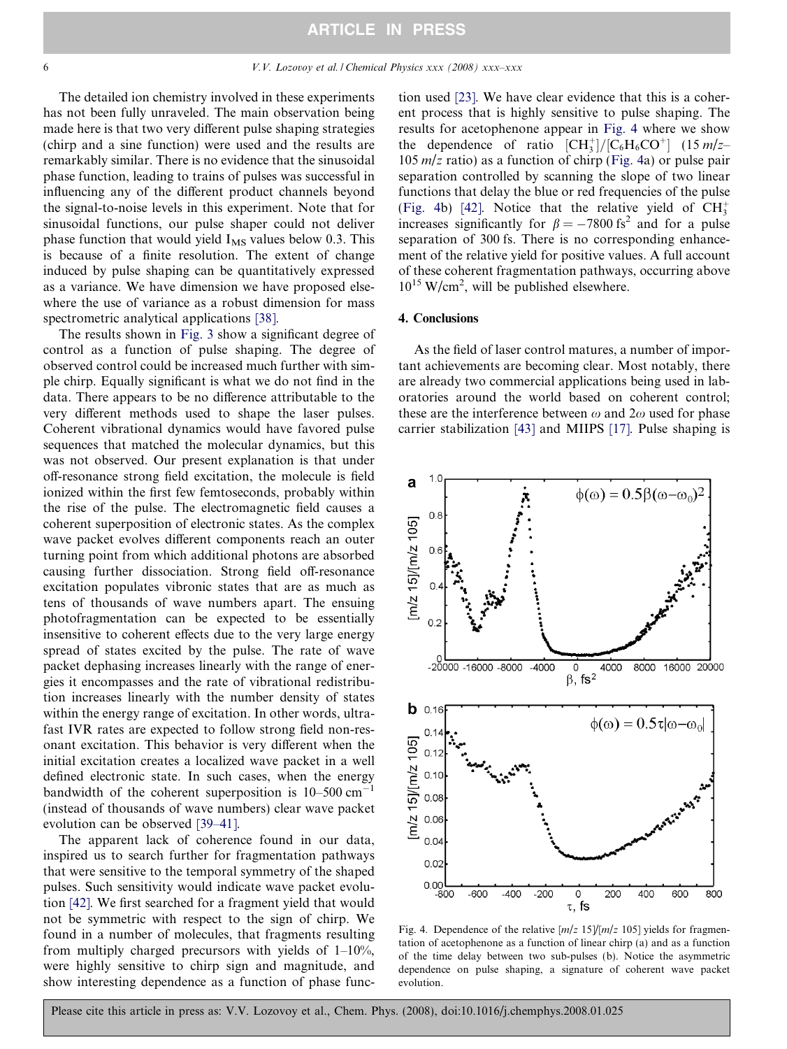The detailed ion chemistry involved in these experiments has not been fully unraveled. The main observation being made here is that two very different pulse shaping strategies (chirp and a sine function) were used and the results are remarkably similar. There is no evidence that the sinusoidal phase function, leading to trains of pulses was successful in influencing any of the different product channels beyond the signal-to-noise levels in this experiment. Note that for sinusoidal functions, our pulse shaper could not deliver phase function that would yield $I_{MS}$ values below 0.3. This is because of a finite resolution. The extent of change induced by pulse shaping can be quantitatively expressed as a variance. We have dimension we have proposed elsewhere the use of variance as a robust dimension for mass spectrometric analytical applications [38].

The results shown in Fig. 3 show a significant degree of control as a function of pulse shaping. The degree of observed control could be increased much further with simple chirp. Equally significant is what we do not find in the data. There appears to be no difference attributable to the very different methods used to shape the laser pulses. Coherent vibrational dynamics would have favored pulse sequences that matched the molecular dynamics, but this was not observed. Our present explanation is that under off-resonance strong field excitation, the molecule is field ionized within the first few femtoseconds, probably within the rise of the pulse. The electromagnetic field causes a coherent superposition of electronic states. As the complex wave packet evolves different components reach an outer turning point from which additional photons are absorbed causing further dissociation. Strong field off-resonance excitation populates vibronic states that are as much as tens of thousands of wave numbers apart. The ensuing photofragmentation can be expected to be essentially insensitive to coherent effects due to the very large energy spread of states excited by the pulse. The rate of wave packet dephasing increases linearly with the range of energies it encompasses and the rate of vibrational redistribution increases linearly with the number density of states within the energy range of excitation. In other words, ultrafast IVR rates are expected to follow strong field non-resonant excitation. This behavior is very different when the initial excitation creates a localized wave packet in a well defined electronic state. In such cases, when the energy bandwidth of the coherent superposition is 10–500 $cm^{-1}$ (instead of thousands of wave numbers) clear wave packet evolution can be observed [39–41].

The apparent lack of coherence found in our data, inspired us to search further for fragmentation pathways that were sensitive to the temporal symmetry of the shaped pulses. Such sensitivity would indicate wave packet evolution [42]. We first searched for a fragment yield that would not be symmetric with respect to the sign of chirp. We found in a number of molecules, that fragments resulting from multiply charged precursors with yields of 1–10%, were highly sensitive to chirp sign and magnitude, and show interesting dependence as a function of phase function used [23]. We have clear evidence that this is a coherent process that is highly sensitive to pulse shaping. The results for acetophenone appear in Fig. 4 where we show the dependence of ratio $[CH_3^+]/[C_6H_6CO^+]$ (15 *m*/*z*–105 *m*/*z* ratio) as a function of chirp (Fig. 4a) or pulse pair separation controlled by scanning the slope of two linear functions that delay the blue or red frequencies of the pulse (Fig. 4b) [42]. Notice that the relative yield of $CH_3^+$ increases significantly for $\beta = -7800\ fs^2$ and for a pulse separation of 300 fs. There is no corresponding enhancement of the relative yield for positive values. A full account of these coherent fragmentation pathways, occurring above $10^{15}\ W/cm^2$, will be published elsewhere.

## 4. Conclusions

As the field of laser control matures, a number of important achievements are becoming clear. Most notably, there are already two commercial applications being used in laboratories around the world based on coherent control; these are the interference between $\omega$ and $2\omega$ used for phase carrier stabilization [43] and MIIPS [17]. Pulse shaping is

a
$\phi(\omega) = 0.5\beta(\omega-\omega_0)^2$
[m/z 15]/[m/z 105]
1.0
0.8
0.6
0.4
0.2
0
-20000 -16000 -8000 -4000 0 4000 8000 16000 20000
β, fs²

b
$\phi(\omega) = 0.5\tau|\omega-\omega_0|$
[m/z 15]/[m/z 105]
0.16
0.14
0.12
0.10
0.08
0.06
0.04
0.02
0.00
-800 -600 -400 -200 0 200 400 600 800
τ, fs

Fig. 4. Dependence of the relative [*m*/*z* 15]/[*m*/*z* 105] yields for fragmentation of acetophenone as a function of linear chirp (a) and as a function of the time delay between two sub-pulses (b). Notice the asymmetric dependence on pulse shaping, a signature of coherent wave packet evolution.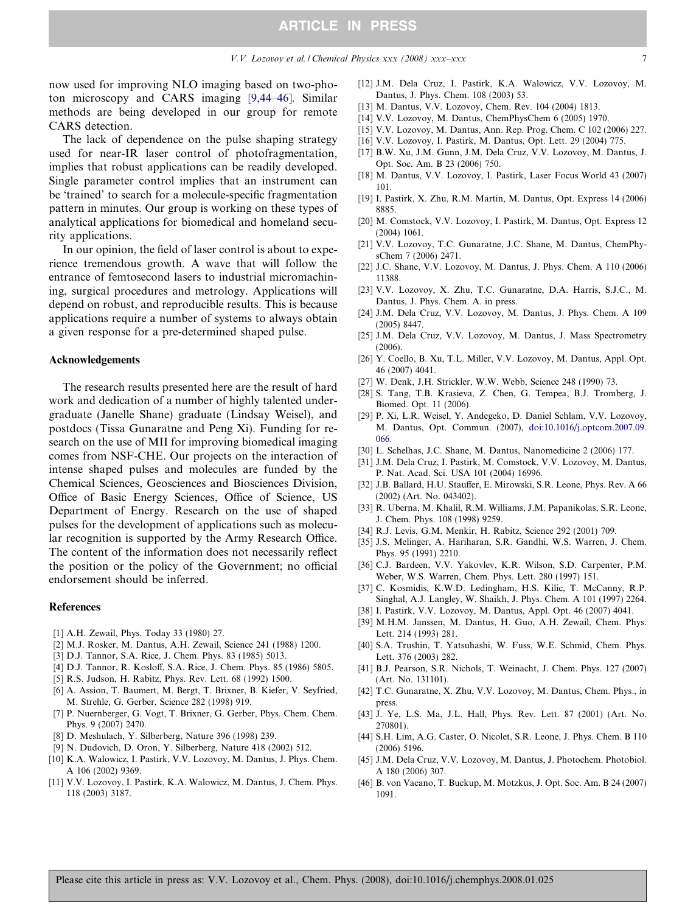now used for improving NLO imaging based on two-photon microscopy and CARS imaging [9,44–46]. Similar methods are being developed in our group for remote CARS detection.

The lack of dependence on the pulse shaping strategy used for near-IR laser control of photofragmentation, implies that robust applications can be readily developed. Single parameter control implies that an instrument can be 'trained' to search for a molecule-specific fragmentation pattern in minutes. Our group is working on these types of analytical applications for biomedical and homeland security applications.

In our opinion, the field of laser control is about to experience tremendous growth. A wave that will follow the entrance of femtosecond lasers to industrial micromachining, surgical procedures and metrology. Applications will depend on robust, and reproducible results. This is because applications require a number of systems to always obtain a given response for a pre-determined shaped pulse.

## Acknowledgements

The research results presented here are the result of hard work and dedication of a number of highly talented undergraduate (Janelle Shane) graduate (Lindsay Weisel), and postdocs (Tissa Gunaratne and Peng Xi). Funding for research on the use of MII for improving biomedical imaging comes from NSF-CHE. Our projects on the interaction of intense shaped pulses and molecules are funded by the Chemical Sciences, Geosciences and Biosciences Division, Office of Basic Energy Sciences, Office of Science, US Department of Energy. Research on the use of shaped pulses for the development of applications such as molecular recognition is supported by the Army Research Office. The content of the information does not necessarily reflect the position or the policy of the Government; no official endorsement should be inferred.

## References

[1] A.H. Zewail, Phys. Today 33 (1980) 27.
[2] M.J. Rosker, M. Dantus, A.H. Zewail, Science 241 (1988) 1200.
[3] D.J. Tannor, S.A. Rice, J. Chem. Phys. 83 (1985) 5013.
[4] D.J. Tannor, R. Kosloff, S.A. Rice, J. Chem. Phys. 85 (1986) 5805.
[5] R.S. Judson, H. Rabitz, Phys. Rev. Lett. 68 (1992) 1500.
[6] A. Assion, T. Baumert, M. Bergt, T. Brixner, B. Kiefer, V. Seyfried, M. Strehle, G. Gerber, Science 282 (1998) 919.
[7] P. Nuernberger, G. Vogt, T. Brixner, G. Gerber, Phys. Chem. Chem. Phys. 9 (2007) 2470.
[8] D. Meshulach, Y. Silberberg, Nature 396 (1998) 239.
[9] N. Dudovich, D. Oron, Y. Silberberg, Nature 418 (2002) 512.
[10] K.A. Walowicz, I. Pastirk, V.V. Lozovoy, M. Dantus, J. Phys. Chem. A 106 (2002) 9369.
[11] V.V. Lozovoy, I. Pastirk, K.A. Walowicz, M. Dantus, J. Chem. Phys. 118 (2003) 3187.
[12] J.M. Dela Cruz, I. Pastirk, K.A. Walowicz, V.V. Lozovoy, M. Dantus, J. Phys. Chem. 108 (2003) 53.
[13] M. Dantus, V.V. Lozovoy, Chem. Rev. 104 (2004) 1813.
[14] V.V. Lozovoy, M. Dantus, ChemPhysChem 6 (2005) 1970.
[15] V.V. Lozovoy, M. Dantus, Ann. Rep. Prog. Chem. C 102 (2006) 227.
[16] V.V. Lozovoy, I. Pastirk, M. Dantus, Opt. Lett. 29 (2004) 775.
[17] B.W. Xu, J.M. Gunn, J.M. Dela Cruz, V.V. Lozovoy, M. Dantus, J. Opt. Soc. Am. B 23 (2006) 750.
[18] M. Dantus, V.V. Lozovoy, I. Pastirk, Laser Focus World 43 (2007) 101.
[19] I. Pastirk, X. Zhu, R.M. Martin, M. Dantus, Opt. Express 14 (2006) 8885.
[20] M. Comstock, V.V. Lozovoy, I. Pastirk, M. Dantus, Opt. Express 12 (2004) 1061.
[21] V.V. Lozovoy, T.C. Gunaratne, J.C. Shane, M. Dantus, ChemPhysChem 7 (2006) 2471.
[22] J.C. Shane, V.V. Lozovoy, M. Dantus, J. Phys. Chem. A 110 (2006) 11388.
[23] V.V. Lozovoy, X. Zhu, T.C. Gunaratne, D.A. Harris, S.J.C., M. Dantus, J. Phys. Chem. A. in press.
[24] J.M. Dela Cruz, V.V. Lozovoy, M. Dantus, J. Phys. Chem. A 109 (2005) 8447.
[25] J.M. Dela Cruz, V.V. Lozovoy, M. Dantus, J. Mass Spectrometry (2006).
[26] Y. Coello, B. Xu, T.L. Miller, V.V. Lozovoy, M. Dantus, Appl. Opt. 46 (2007) 4041.
[27] W. Denk, J.H. Strickler, W.W. Webb, Science 248 (1990) 73.
[28] S. Tang, T.B. Krasieva, Z. Chen, G. Tempea, B.J. Tromberg, J. Biomed. Opt. 11 (2006).
[29] P. Xi, L.R. Weisel, Y. Andegeko, D. Daniel Schlam, V.V. Lozovoy, M. Dantus, Opt. Commun. (2007), doi:10.1016/j.optcom.2007.09.066.
[30] L. Schelhas, J.C. Shane, M. Dantus, Nanomedicine 2 (2006) 177.
[31] J.M. Dela Cruz, I. Pastirk, M. Comstock, V.V. Lozovoy, M. Dantus, P. Nat. Acad. Sci. USA 101 (2004) 16996.
[32] J.B. Ballard, H.U. Stauffer, E. Mirowski, S.R. Leone, Phys. Rev. A 66 (2002) (Art. No. 043402).
[33] R. Uberna, M. Khalil, R.M. Williams, J.M. Papanikolas, S.R. Leone, J. Chem. Phys. 108 (1998) 9259.
[34] R.J. Levis, G.M. Menkir, H. Rabitz, Science 292 (2001) 709.
[35] J.S. Melinger, A. Hariharan, S.R. Gandhi, W.S. Warren, J. Chem. Phys. 95 (1991) 2210.
[36] C.J. Bardeen, V.V. Yakovlev, K.R. Wilson, S.D. Carpenter, P.M. Weber, W.S. Warren, Chem. Phys. Lett. 280 (1997) 151.
[37] C. Kosmidis, K.W.D. Ledingham, H.S. Kilic, T. McCanny, R.P. Singhal, A.J. Langley, W. Shaikh, J. Phys. Chem. A 101 (1997) 2264.
[38] I. Pastirk, V.V. Lozovoy, M. Dantus, Appl. Opt. 46 (2007) 4041.
[39] M.H.M. Janssen, M. Dantus, H. Guo, A.H. Zewail, Chem. Phys. Lett. 214 (1993) 281.
[40] S.A. Trushin, T. Yatsuhashi, W. Fuss, W.E. Schmid, Chem. Phys. Lett. 376 (2003) 282.
[41] B.J. Pearson, S.R. Nichols, T. Weinacht, J. Chem. Phys. 127 (2007) (Art. No. 131101).
[42] T.C. Gunaratne, X. Zhu, V.V. Lozovoy, M. Dantus, Chem. Phys., in press.
[43] J. Ye, L.S. Ma, J.L. Hall, Phys. Rev. Lett. 87 (2001) (Art. No. 270801).
[44] S.H. Lim, A.G. Caster, O. Nicolet, S.R. Leone, J. Phys. Chem. B 110 (2006) 5196.
[45] J.M. Dela Cruz, V.V. Lozovoy, M. Dantus, J. Photochem. Photobiol. A 180 (2006) 307.
[46] B. von Vacano, T. Buckup, M. Motzkus, J. Opt. Soc. Am. B 24 (2007) 1091.